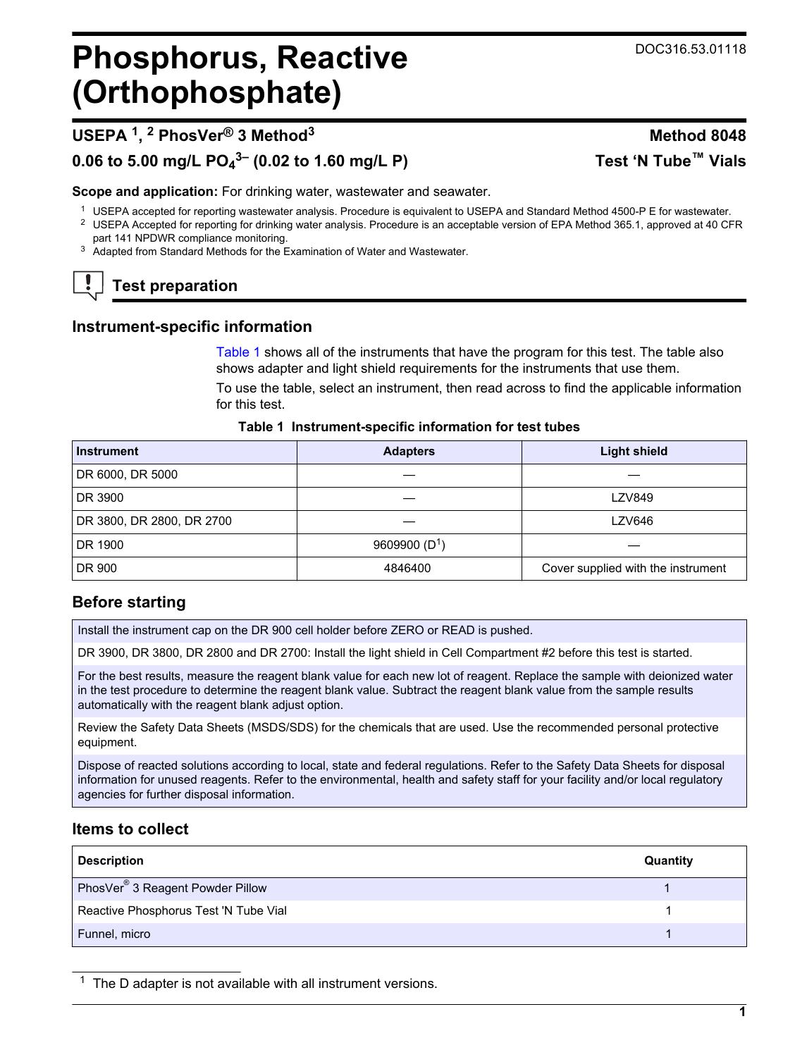# Phosphorus, Reactive (Orthophosphate)

DOC316.53.01118

## USEPA [1], [2] PhosVer® 3 Method[3]

**Method 8048**

**0.06 to 5.00 mg/L $PO_4^{3-}$ (0.02 to 1.60 mg/L P)**

**Test 'N Tube™ Vials**

**Scope and application:** For drinking water, wastewater and seawater.

[1] USEPA accepted for reporting wastewater analysis. Procedure is equivalent to USEPA and Standard Method 4500-P E for wastewater.
[2] USEPA Accepted for reporting for drinking water analysis. Procedure is an acceptable version of EPA Method 365.1, approved at 40 CFR part 141 NPDWR compliance monitoring.
[3] Adapted from Standard Methods for the Examination of Water and Wastewater.

## Test preparation

### Instrument-specific information

Table 1 shows all of the instruments that have the program for this test. The table also shows adapter and light shield requirements for the instruments that use them.

To use the table, select an instrument, then read across to find the applicable information for this test.

**Table 1 Instrument-specific information for test tubes**

| Instrument | Adapters | Light shield |
|---|---|---|
| DR 6000, DR 5000 | — | — |
| DR 3900 | — | LZV849 |
| DR 3800, DR 2800, DR 2700 | — | LZV646 |
| DR 1900 | 9609900 (D[1]) | — |
| DR 900 | 4846400 | Cover supplied with the instrument |

### Before starting

| |
|---|
| Install the instrument cap on the DR 900 cell holder before ZERO or READ is pushed. |
| DR 3900, DR 3800, DR 2800 and DR 2700: Install the light shield in Cell Compartment #2 before this test is started. |
| For the best results, measure the reagent blank value for each new lot of reagent. Replace the sample with deionized water in the test procedure to determine the reagent blank value. Subtract the reagent blank value from the sample results automatically with the reagent blank adjust option. |
| Review the Safety Data Sheets (MSDS/SDS) for the chemicals that are used. Use the recommended personal protective equipment. |
| Dispose of reacted solutions according to local, state and federal regulations. Refer to the Safety Data Sheets for disposal information for unused reagents. Refer to the environmental, health and safety staff for your facility and/or local regulatory agencies for further disposal information. |

### Items to collect

| Description | Quantity |
|---|---|
| PhosVer® 3 Reagent Powder Pillow | 1 |
| Reactive Phosphorus Test 'N Tube Vial | 1 |
| Funnel, micro | 1 |

[1] The D adapter is not available with all instrument versions.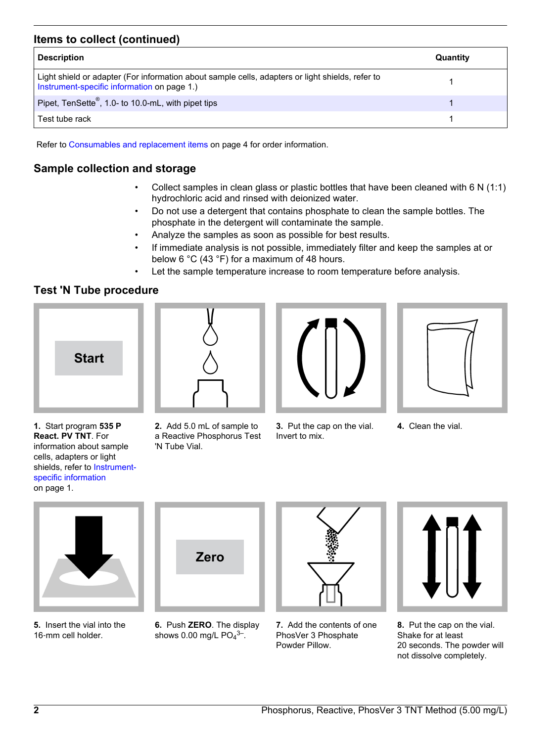## Items to collect (continued)

| Description | Quantity |
|---|---|
| Light shield or adapter (For information about sample cells, adapters or light shields, refer to Instrument-specific information on page 1.) | 1 |
| Pipet, TenSette®, 1.0- to 10.0-mL, with pipet tips | 1 |
| Test tube rack | 1 |

Refer to Consumables and replacement items on page 4 for order information.

## Sample collection and storage

- Collect samples in clean glass or plastic bottles that have been cleaned with 6 N (1:1) hydrochloric acid and rinsed with deionized water.
- Do not use a detergent that contains phosphate to clean the sample bottles. The phosphate in the detergent will contaminate the sample.
- Analyze the samples as soon as possible for best results.
- If immediate analysis is not possible, immediately filter and keep the samples at or below 6 °C (43 °F) for a maximum of 48 hours.
- Let the sample temperature increase to room temperature before analysis.

## Test 'N Tube procedure

**1.** Start program **535 P React. PV TNT**. For information about sample cells, adapters or light shields, refer to Instrument-specific information on page 1.

**2.** Add 5.0 mL of sample to a Reactive Phosphorus Test 'N Tube Vial.

**3.** Put the cap on the vial. Invert to mix.

**4.** Clean the vial.

**5.** Insert the vial into the 16-mm cell holder.

**6.** Push **ZERO**. The display shows 0.00 mg/L $PO_4^{3-}$.

**7.** Add the contents of one PhosVer 3 Phosphate Powder Pillow.

**8.** Put the cap on the vial. Shake for at least 20 seconds. The powder will not dissolve completely.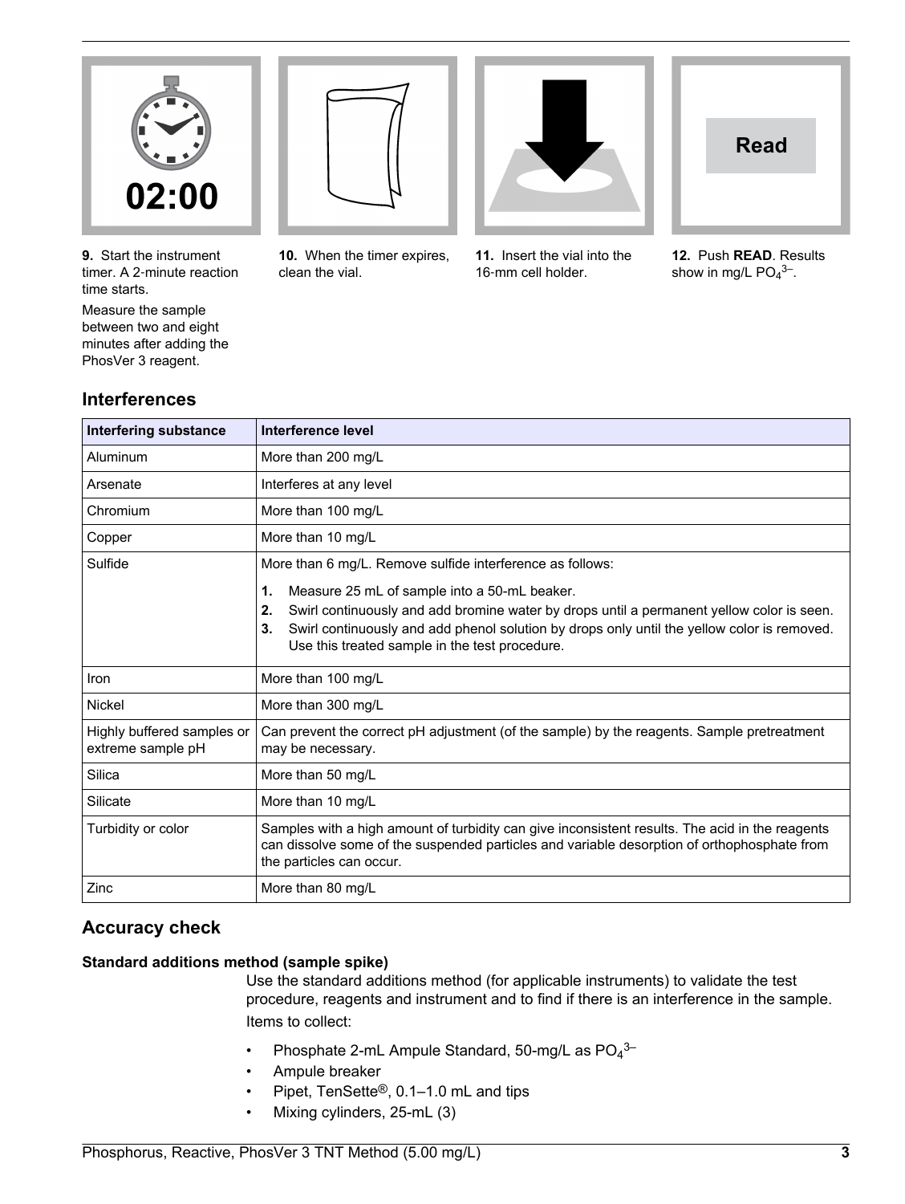9. Start the instrument timer. A 2-minute reaction time starts.

Measure the sample between two and eight minutes after adding the PhosVer 3 reagent.

10. When the timer expires, clean the vial.

11. Insert the vial into the 16-mm cell holder.

12. Push **READ**. Results show in mg/L $PO_4^{3-}$.

## Interferences

| Interfering substance | Interference level |
| --- | --- |
| Aluminum | More than 200 mg/L |
| Arsenate | Interferes at any level |
| Chromium | More than 100 mg/L |
| Copper | More than 10 mg/L |
| Sulfide | More than 6 mg/L. Remove sulfide interference as follows: **1.** Measure 25 mL of sample into a 50-mL beaker. **2.** Swirl continuously and add bromine water by drops until a permanent yellow color is seen. **3.** Swirl continuously and add phenol solution by drops only until the yellow color is removed. Use this treated sample in the test procedure. |
| Iron | More than 100 mg/L |
| Nickel | More than 300 mg/L |
| Highly buffered samples or extreme sample pH | Can prevent the correct pH adjustment (of the sample) by the reagents. Sample pretreatment may be necessary. |
| Silica | More than 50 mg/L |
| Silicate | More than 10 mg/L |
| Turbidity or color | Samples with a high amount of turbidity can give inconsistent results. The acid in the reagents can dissolve some of the suspended particles and variable desorption of orthophosphate from the particles can occur. |
| Zinc | More than 80 mg/L |

## Accuracy check

### Standard additions method (sample spike)

Use the standard additions method (for applicable instruments) to validate the test procedure, reagents and instrument and to find if there is an interference in the sample.

Items to collect:

- Phosphate 2-mL Ampule Standard, 50-mg/L as $PO_4^{3-}$
- Ampule breaker
- Pipet, TenSette®, 0.1–1.0 mL and tips
- Mixing cylinders, 25-mL (3)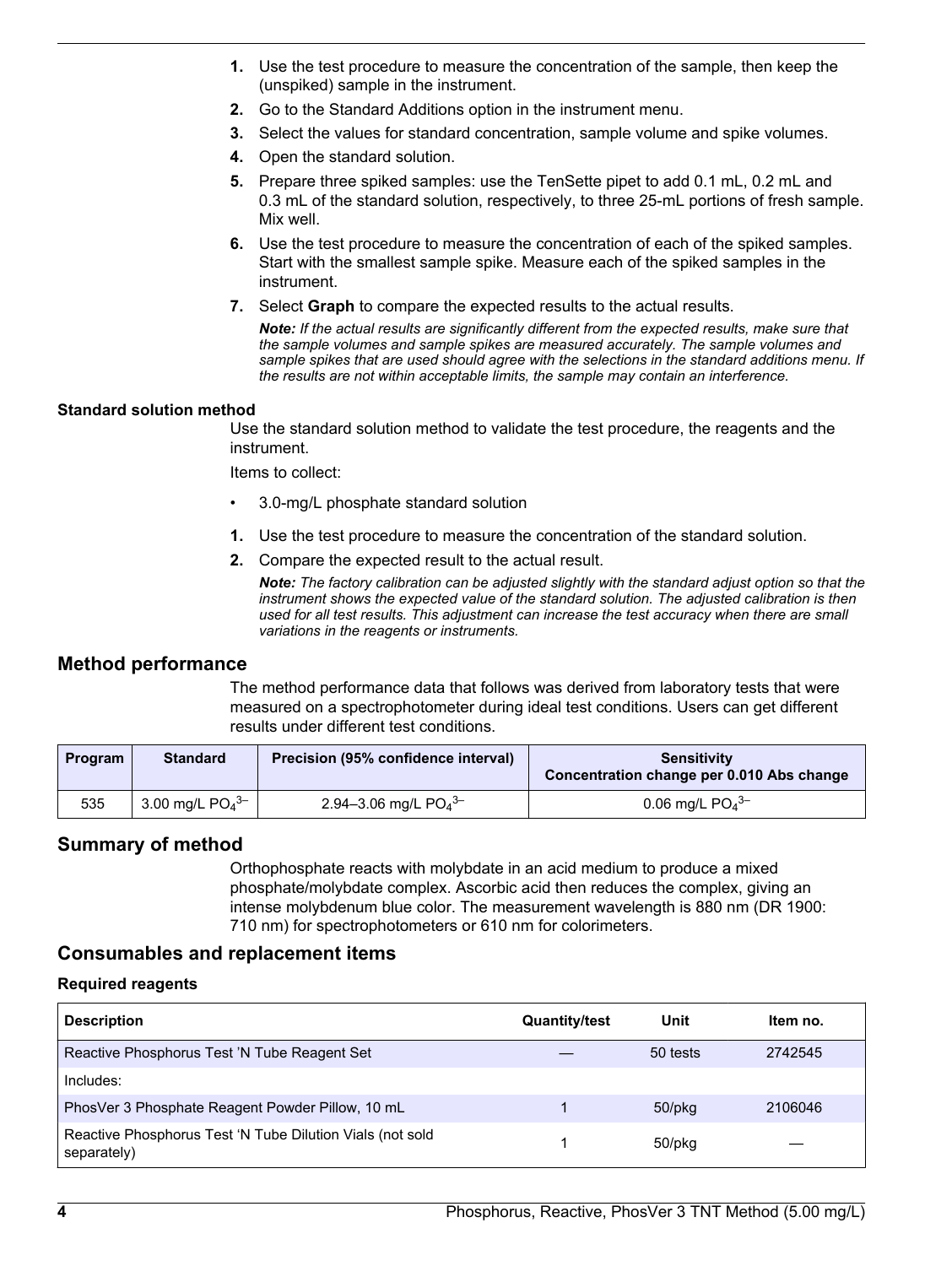1. Use the test procedure to measure the concentration of the sample, then keep the (unspiked) sample in the instrument.
2. Go to the Standard Additions option in the instrument menu.
3. Select the values for standard concentration, sample volume and spike volumes.
4. Open the standard solution.
5. Prepare three spiked samples: use the TenSette pipet to add 0.1 mL, 0.2 mL and 0.3 mL of the standard solution, respectively, to three 25-mL portions of fresh sample. Mix well.
6. Use the test procedure to measure the concentration of each of the spiked samples. Start with the smallest sample spike. Measure each of the spiked samples in the instrument.
7. Select **Graph** to compare the expected results to the actual results.

   ***Note:*** *If the actual results are significantly different from the expected results, make sure that the sample volumes and sample spikes are measured accurately. The sample volumes and sample spikes that are used should agree with the selections in the standard additions menu. If the results are not within acceptable limits, the sample may contain an interference.*

#### Standard solution method

Use the standard solution method to validate the test procedure, the reagents and the instrument.

Items to collect:

- 3.0-mg/L phosphate standard solution

1. Use the test procedure to measure the concentration of the standard solution.
2. Compare the expected result to the actual result.

   ***Note:*** *The factory calibration can be adjusted slightly with the standard adjust option so that the instrument shows the expected value of the standard solution. The adjusted calibration is then used for all test results. This adjustment can increase the test accuracy when there are small variations in the reagents or instruments.*

## Method performance

The method performance data that follows was derived from laboratory tests that were measured on a spectrophotometer during ideal test conditions. Users can get different results under different test conditions.

| Program | Standard | Precision (95% confidence interval) | Sensitivity Concentration change per 0.010 Abs change |
|---|---|---|---|
| 535 | 3.00 mg/L $PO_4^{3-}$ | 2.94–3.06 mg/L $PO_4^{3-}$ | 0.06 mg/L $PO_4^{3-}$ |

## Summary of method

Orthophosphate reacts with molybdate in an acid medium to produce a mixed phosphate/molybdate complex. Ascorbic acid then reduces the complex, giving an intense molybdenum blue color. The measurement wavelength is 880 nm (DR 1900: 710 nm) for spectrophotometers or 610 nm for colorimeters.

## Consumables and replacement items

#### Required reagents

| Description | Quantity/test | Unit | Item no. |
|---|---|---|---|
| Reactive Phosphorus Test 'N Tube Reagent Set | — | 50 tests | 2742545 |
| Includes: | | | |
| PhosVer 3 Phosphate Reagent Powder Pillow, 10 mL | 1 | 50/pkg | 2106046 |
| Reactive Phosphorus Test 'N Tube Dilution Vials (not sold separately) | 1 | 50/pkg | — |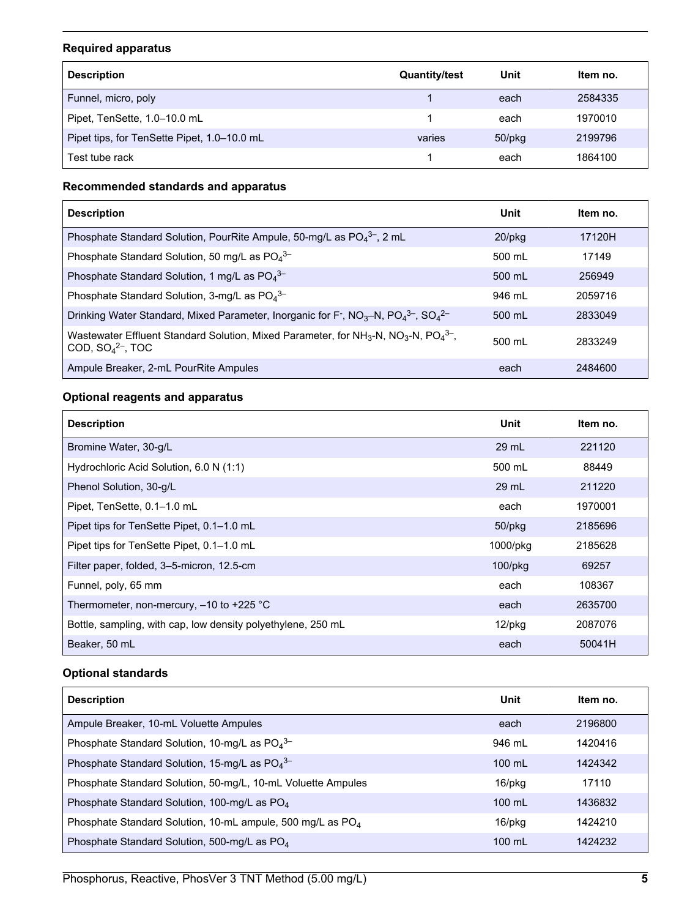### Required apparatus

| Description | Quantity/test | Unit | Item no. |
|---|---|---|---|
| Funnel, micro, poly | 1 | each | 2584335 |
| Pipet, TenSette, 1.0–10.0 mL | 1 | each | 1970010 |
| Pipet tips, for TenSette Pipet, 1.0–10.0 mL | varies | 50/pkg | 2199796 |
| Test tube rack | 1 | each | 1864100 |

### Recommended standards and apparatus

| Description | Unit | Item no. |
|---|---|---|
| Phosphate Standard Solution, PourRite Ampule, 50-mg/L as $PO_4^{3-}$, 2 mL | 20/pkg | 17120H |
| Phosphate Standard Solution, 50 mg/L as $PO_4^{3-}$ | 500 mL | 17149 |
| Phosphate Standard Solution, 1 mg/L as $PO_4^{3-}$ | 500 mL | 256949 |
| Phosphate Standard Solution, 3-mg/L as $PO_4^{3-}$ | 946 mL | 2059716 |
| Drinking Water Standard, Mixed Parameter, Inorganic for $F^-$, $NO_3$–N, $PO_4^{3-}$, $SO_4^{2-}$ | 500 mL | 2833049 |
| Wastewater Effluent Standard Solution, Mixed Parameter, for $NH_3$-N, $NO_3$-N, $PO_4^{3-}$, COD, $SO_4^{2-}$, TOC | 500 mL | 2833249 |
| Ampule Breaker, 2-mL PourRite Ampules | each | 2484600 |

### Optional reagents and apparatus

| Description | Unit | Item no. |
|---|---|---|
| Bromine Water, 30-g/L | 29 mL | 221120 |
| Hydrochloric Acid Solution, 6.0 N (1:1) | 500 mL | 88449 |
| Phenol Solution, 30-g/L | 29 mL | 211220 |
| Pipet, TenSette, 0.1–1.0 mL | each | 1970001 |
| Pipet tips for TenSette Pipet, 0.1–1.0 mL | 50/pkg | 2185696 |
| Pipet tips for TenSette Pipet, 0.1–1.0 mL | 1000/pkg | 2185628 |
| Filter paper, folded, 3–5-micron, 12.5-cm | 100/pkg | 69257 |
| Funnel, poly, 65 mm | each | 108367 |
| Thermometer, non-mercury, –10 to +225 °C | each | 2635700 |
| Bottle, sampling, with cap, low density polyethylene, 250 mL | 12/pkg | 2087076 |
| Beaker, 50 mL | each | 50041H |

### Optional standards

| Description | Unit | Item no. |
|---|---|---|
| Ampule Breaker, 10-mL Voluette Ampules | each | 2196800 |
| Phosphate Standard Solution, 10-mg/L as $PO_4^{3-}$ | 946 mL | 1420416 |
| Phosphate Standard Solution, 15-mg/L as $PO_4^{3-}$ | 100 mL | 1424342 |
| Phosphate Standard Solution, 50-mg/L, 10-mL Voluette Ampules | 16/pkg | 17110 |
| Phosphate Standard Solution, 100-mg/L as $PO_4$ | 100 mL | 1436832 |
| Phosphate Standard Solution, 10-mL ampule, 500 mg/L as $PO_4$ | 16/pkg | 1424210 |
| Phosphate Standard Solution, 500-mg/L as $PO_4$ | 100 mL | 1424232 |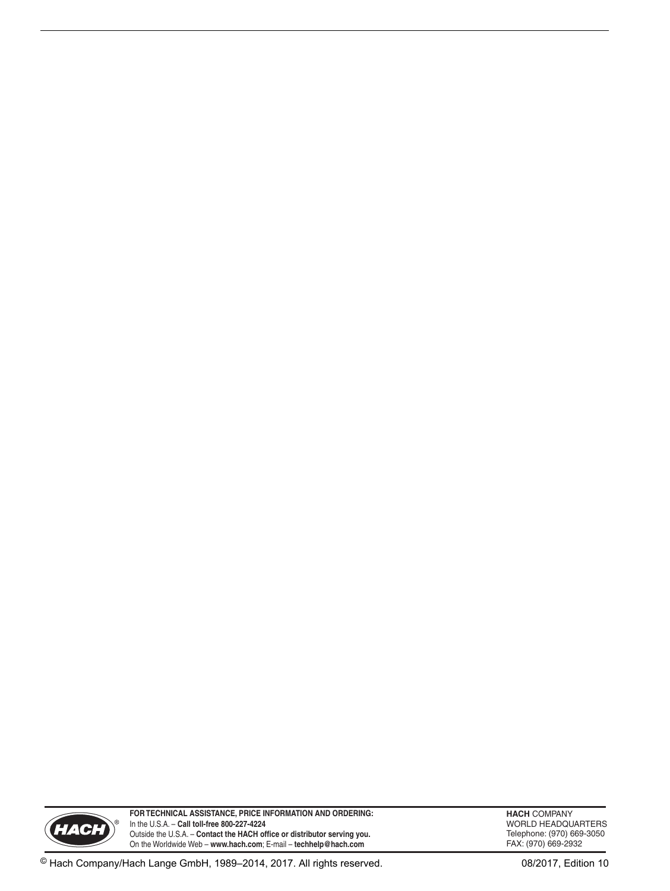**FOR TECHNICAL ASSISTANCE, PRICE INFORMATION AND ORDERING:**
In the U.S.A. – **Call toll-free 800-227-4224**
Outside the U.S.A. – **Contact the HACH office or distributor serving you.**
On the Worldwide Web – **www.hach.com**; E-mail – **techhelp@hach.com**

**HACH** COMPANY
WORLD HEADQUARTERS
Telephone: (970) 669-3050
FAX: (970) 669-2932

© Hach Company/Hach Lange GmbH, 1989–2014, 2017. All rights reserved.

08/2017, Edition 10